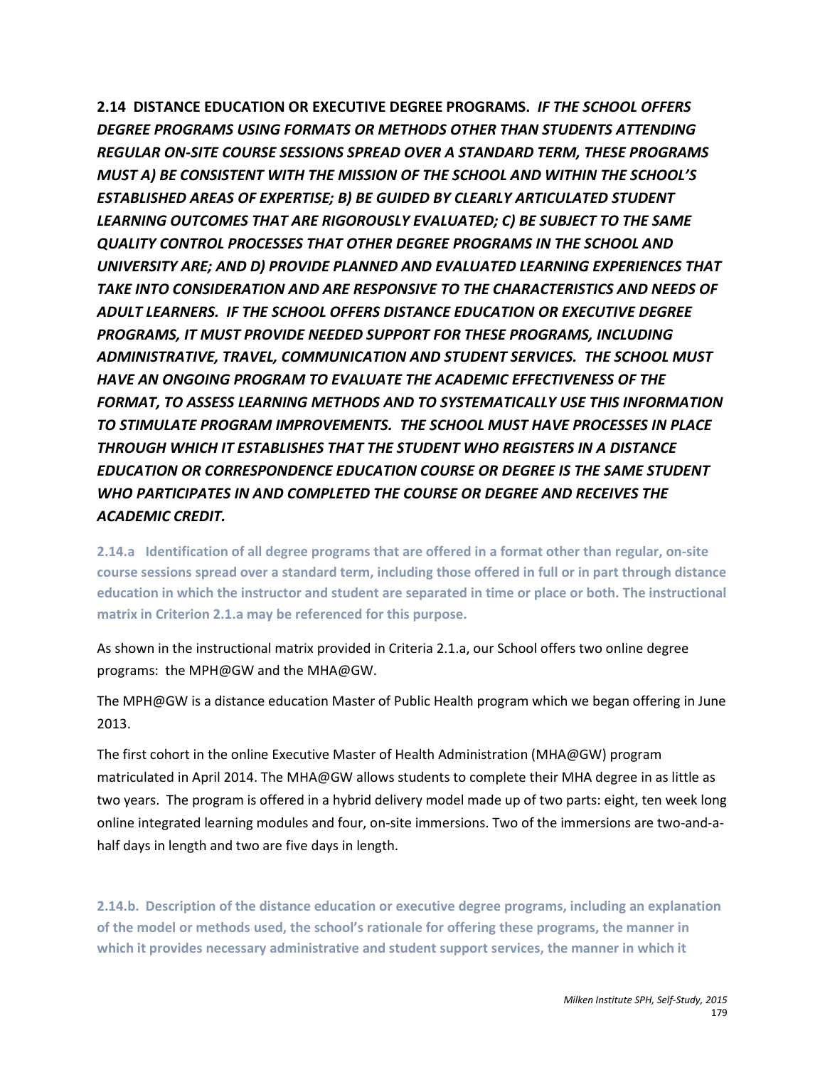## 2.14 DISTANCE EDUCATION OR EXECUTIVE DEGREE PROGRAMS. *IF THE SCHOOL OFFERS DEGREE PROGRAMS USING FORMATS OR METHODS OTHER THAN STUDENTS ATTENDING REGULAR ON-SITE COURSE SESSIONS SPREAD OVER A STANDARD TERM, THESE PROGRAMS MUST A) BE CONSISTENT WITH THE MISSION OF THE SCHOOL AND WITHIN THE SCHOOL'S ESTABLISHED AREAS OF EXPERTISE; B) BE GUIDED BY CLEARLY ARTICULATED STUDENT LEARNING OUTCOMES THAT ARE RIGOROUSLY EVALUATED; C) BE SUBJECT TO THE SAME QUALITY CONTROL PROCESSES THAT OTHER DEGREE PROGRAMS IN THE SCHOOL AND UNIVERSITY ARE; AND D) PROVIDE PLANNED AND EVALUATED LEARNING EXPERIENCES THAT TAKE INTO CONSIDERATION AND ARE RESPONSIVE TO THE CHARACTERISTICS AND NEEDS OF ADULT LEARNERS. IF THE SCHOOL OFFERS DISTANCE EDUCATION OR EXECUTIVE DEGREE PROGRAMS, IT MUST PROVIDE NEEDED SUPPORT FOR THESE PROGRAMS, INCLUDING ADMINISTRATIVE, TRAVEL, COMMUNICATION AND STUDENT SERVICES. THE SCHOOL MUST HAVE AN ONGOING PROGRAM TO EVALUATE THE ACADEMIC EFFECTIVENESS OF THE FORMAT, TO ASSESS LEARNING METHODS AND TO SYSTEMATICALLY USE THIS INFORMATION TO STIMULATE PROGRAM IMPROVEMENTS. THE SCHOOL MUST HAVE PROCESSES IN PLACE THROUGH WHICH IT ESTABLISHES THAT THE STUDENT WHO REGISTERS IN A DISTANCE EDUCATION OR CORRESPONDENCE EDUCATION COURSE OR DEGREE IS THE SAME STUDENT WHO PARTICIPATES IN AND COMPLETED THE COURSE OR DEGREE AND RECEIVES THE ACADEMIC CREDIT.*

**2.14.a Identification of all degree programs that are offered in a format other than regular, on-site course sessions spread over a standard term, including those offered in full or in part through distance education in which the instructor and student are separated in time or place or both. The instructional matrix in Criterion 2.1.a may be referenced for this purpose.**

As shown in the instructional matrix provided in Criteria 2.1.a, our School offers two online degree programs: the MPH@GW and the MHA@GW.

The MPH@GW is a distance education Master of Public Health program which we began offering in June 2013.

The first cohort in the online Executive Master of Health Administration (MHA@GW) program matriculated in April 2014. The MHA@GW allows students to complete their MHA degree in as little as two years. The program is offered in a hybrid delivery model made up of two parts: eight, ten week long online integrated learning modules and four, on-site immersions. Two of the immersions are two-and-a-half days in length and two are five days in length.

**2.14.b. Description of the distance education or executive degree programs, including an explanation of the model or methods used, the school's rationale for offering these programs, the manner in which it provides necessary administrative and student support services, the manner in which it**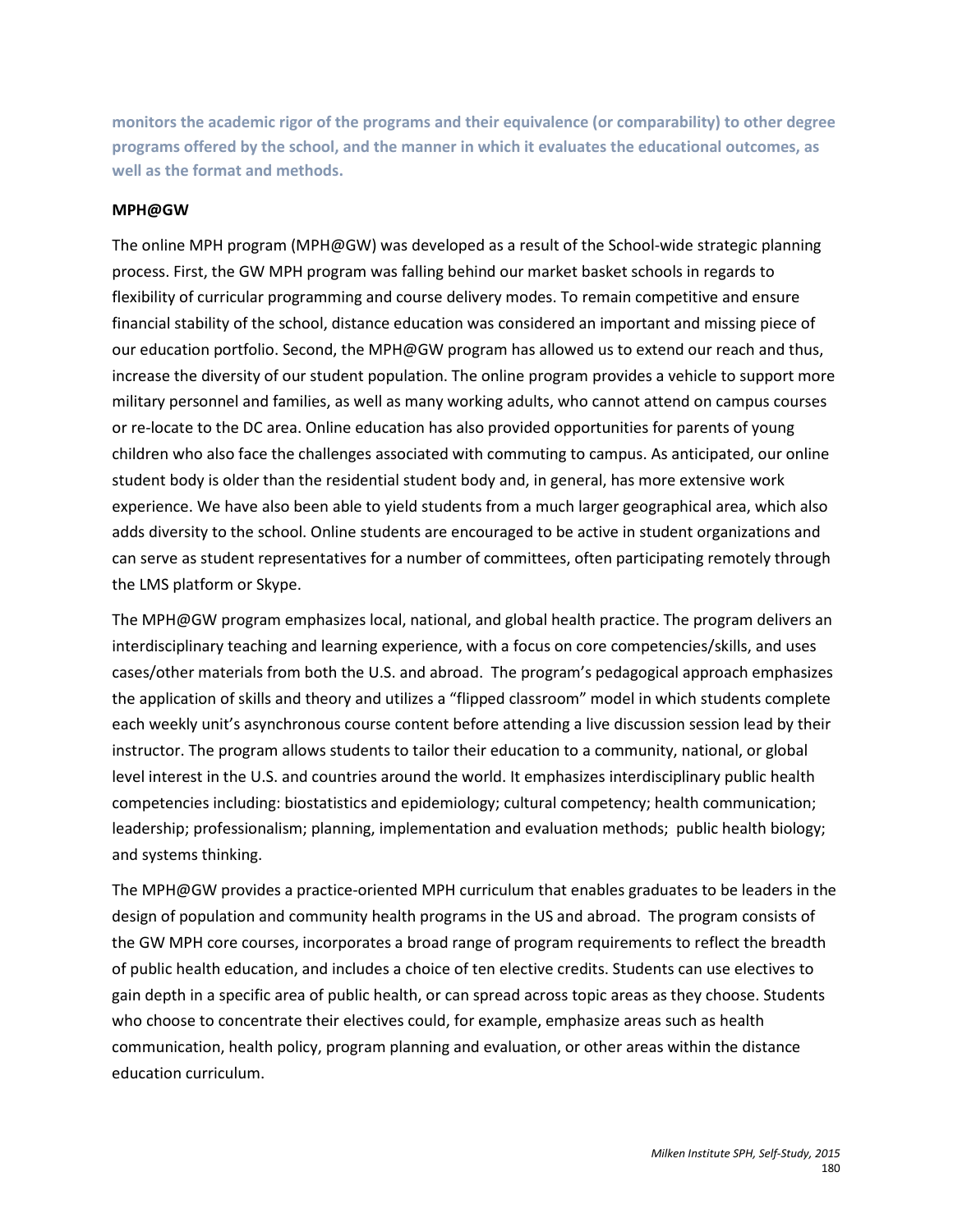**monitors the academic rigor of the programs and their equivalence (or comparability) to other degree programs offered by the school, and the manner in which it evaluates the educational outcomes, as well as the format and methods.**

**MPH@GW**

The online MPH program (MPH@GW) was developed as a result of the School-wide strategic planning process. First, the GW MPH program was falling behind our market basket schools in regards to flexibility of curricular programming and course delivery modes. To remain competitive and ensure financial stability of the school, distance education was considered an important and missing piece of our education portfolio. Second, the MPH@GW program has allowed us to extend our reach and thus, increase the diversity of our student population. The online program provides a vehicle to support more military personnel and families, as well as many working adults, who cannot attend on campus courses or re-locate to the DC area. Online education has also provided opportunities for parents of young children who also face the challenges associated with commuting to campus. As anticipated, our online student body is older than the residential student body and, in general, has more extensive work experience. We have also been able to yield students from a much larger geographical area, which also adds diversity to the school. Online students are encouraged to be active in student organizations and can serve as student representatives for a number of committees, often participating remotely through the LMS platform or Skype.

The MPH@GW program emphasizes local, national, and global health practice. The program delivers an interdisciplinary teaching and learning experience, with a focus on core competencies/skills, and uses cases/other materials from both the U.S. and abroad. The program's pedagogical approach emphasizes the application of skills and theory and utilizes a "flipped classroom" model in which students complete each weekly unit's asynchronous course content before attending a live discussion session lead by their instructor. The program allows students to tailor their education to a community, national, or global level interest in the U.S. and countries around the world. It emphasizes interdisciplinary public health competencies including: biostatistics and epidemiology; cultural competency; health communication; leadership; professionalism; planning, implementation and evaluation methods; public health biology; and systems thinking.

The MPH@GW provides a practice-oriented MPH curriculum that enables graduates to be leaders in the design of population and community health programs in the US and abroad. The program consists of the GW MPH core courses, incorporates a broad range of program requirements to reflect the breadth of public health education, and includes a choice of ten elective credits. Students can use electives to gain depth in a specific area of public health, or can spread across topic areas as they choose. Students who choose to concentrate their electives could, for example, emphasize areas such as health communication, health policy, program planning and evaluation, or other areas within the distance education curriculum.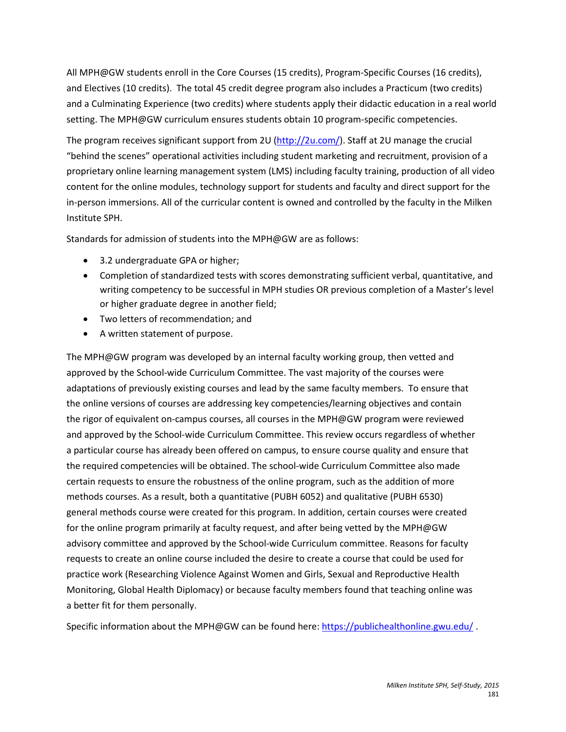All MPH@GW students enroll in the Core Courses (15 credits), Program-Specific Courses (16 credits), and Electives (10 credits). The total 45 credit degree program also includes a Practicum (two credits) and a Culminating Experience (two credits) where students apply their didactic education in a real world setting. The MPH@GW curriculum ensures students obtain 10 program-specific competencies.

The program receives significant support from 2U (http://2u.com/). Staff at 2U manage the crucial "behind the scenes" operational activities including student marketing and recruitment, provision of a proprietary online learning management system (LMS) including faculty training, production of all video content for the online modules, technology support for students and faculty and direct support for the in-person immersions. All of the curricular content is owned and controlled by the faculty in the Milken Institute SPH.

Standards for admission of students into the MPH@GW are as follows:

- 3.2 undergraduate GPA or higher;
- Completion of standardized tests with scores demonstrating sufficient verbal, quantitative, and writing competency to be successful in MPH studies OR previous completion of a Master's level or higher graduate degree in another field;
- Two letters of recommendation; and
- A written statement of purpose.

The MPH@GW program was developed by an internal faculty working group, then vetted and approved by the School-wide Curriculum Committee. The vast majority of the courses were adaptations of previously existing courses and lead by the same faculty members. To ensure that the online versions of courses are addressing key competencies/learning objectives and contain the rigor of equivalent on-campus courses, all courses in the MPH@GW program were reviewed and approved by the School-wide Curriculum Committee. This review occurs regardless of whether a particular course has already been offered on campus, to ensure course quality and ensure that the required competencies will be obtained. The school-wide Curriculum Committee also made certain requests to ensure the robustness of the online program, such as the addition of more methods courses. As a result, both a quantitative (PUBH 6052) and qualitative (PUBH 6530) general methods course were created for this program. In addition, certain courses were created for the online program primarily at faculty request, and after being vetted by the MPH@GW advisory committee and approved by the School-wide Curriculum committee. Reasons for faculty requests to create an online course included the desire to create a course that could be used for practice work (Researching Violence Against Women and Girls, Sexual and Reproductive Health Monitoring, Global Health Diplomacy) or because faculty members found that teaching online was a better fit for them personally.

Specific information about the MPH@GW can be found here: https://publichealthonline.gwu.edu/ .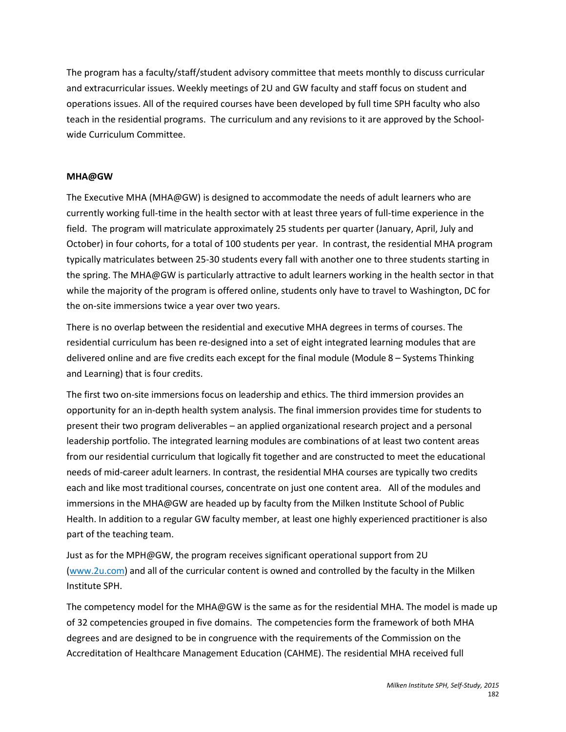The program has a faculty/staff/student advisory committee that meets monthly to discuss curricular and extracurricular issues. Weekly meetings of 2U and GW faculty and staff focus on student and operations issues. All of the required courses have been developed by full time SPH faculty who also teach in the residential programs. The curriculum and any revisions to it are approved by the School-wide Curriculum Committee.

**MHA@GW**

The Executive MHA (MHA@GW) is designed to accommodate the needs of adult learners who are currently working full-time in the health sector with at least three years of full-time experience in the field. The program will matriculate approximately 25 students per quarter (January, April, July and October) in four cohorts, for a total of 100 students per year. In contrast, the residential MHA program typically matriculates between 25-30 students every fall with another one to three students starting in the spring. The MHA@GW is particularly attractive to adult learners working in the health sector in that while the majority of the program is offered online, students only have to travel to Washington, DC for the on-site immersions twice a year over two years.

There is no overlap between the residential and executive MHA degrees in terms of courses. The residential curriculum has been re-designed into a set of eight integrated learning modules that are delivered online and are five credits each except for the final module (Module 8 – Systems Thinking and Learning) that is four credits.

The first two on-site immersions focus on leadership and ethics. The third immersion provides an opportunity for an in-depth health system analysis. The final immersion provides time for students to present their two program deliverables – an applied organizational research project and a personal leadership portfolio. The integrated learning modules are combinations of at least two content areas from our residential curriculum that logically fit together and are constructed to meet the educational needs of mid-career adult learners. In contrast, the residential MHA courses are typically two credits each and like most traditional courses, concentrate on just one content area. All of the modules and immersions in the MHA@GW are headed up by faculty from the Milken Institute School of Public Health. In addition to a regular GW faculty member, at least one highly experienced practitioner is also part of the teaching team.

Just as for the MPH@GW, the program receives significant operational support from 2U (www.2u.com) and all of the curricular content is owned and controlled by the faculty in the Milken Institute SPH.

The competency model for the MHA@GW is the same as for the residential MHA. The model is made up of 32 competencies grouped in five domains. The competencies form the framework of both MHA degrees and are designed to be in congruence with the requirements of the Commission on the Accreditation of Healthcare Management Education (CAHME). The residential MHA received full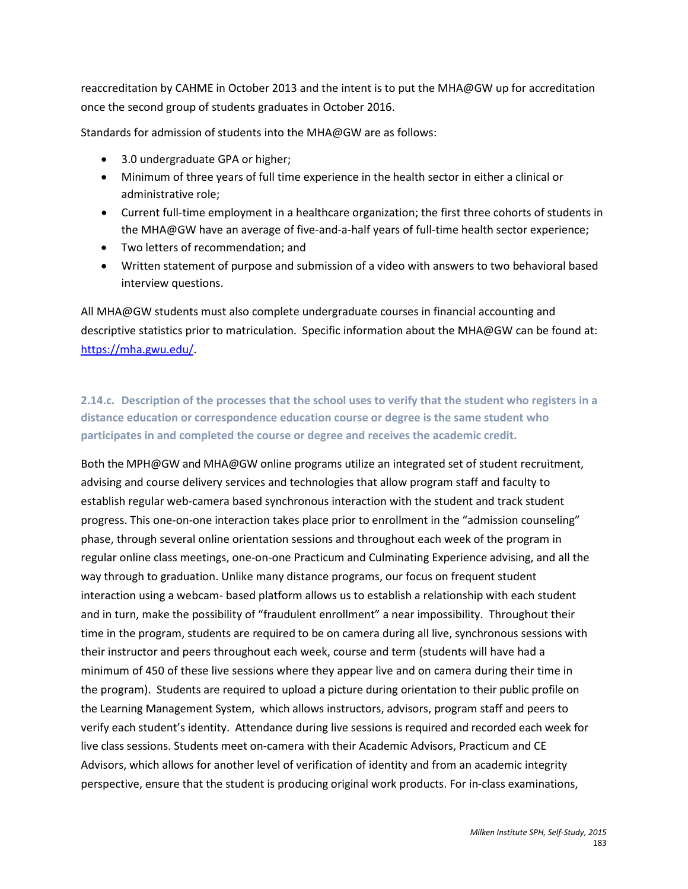reaccreditation by CAHME in October 2013 and the intent is to put the MHA@GW up for accreditation once the second group of students graduates in October 2016.

Standards for admission of students into the MHA@GW are as follows:

- 3.0 undergraduate GPA or higher;
- Minimum of three years of full time experience in the health sector in either a clinical or administrative role;
- Current full-time employment in a healthcare organization; the first three cohorts of students in the MHA@GW have an average of five-and-a-half years of full-time health sector experience;
- Two letters of recommendation; and
- Written statement of purpose and submission of a video with answers to two behavioral based interview questions.

All MHA@GW students must also complete undergraduate courses in financial accounting and descriptive statistics prior to matriculation. Specific information about the MHA@GW can be found at: https://mha.gwu.edu/.

### 2.14.c. Description of the processes that the school uses to verify that the student who registers in a distance education or correspondence education course or degree is the same student who participates in and completed the course or degree and receives the academic credit.

Both the MPH@GW and MHA@GW online programs utilize an integrated set of student recruitment, advising and course delivery services and technologies that allow program staff and faculty to establish regular web-camera based synchronous interaction with the student and track student progress. This one-on-one interaction takes place prior to enrollment in the "admission counseling" phase, through several online orientation sessions and throughout each week of the program in regular online class meetings, one-on-one Practicum and Culminating Experience advising, and all the way through to graduation. Unlike many distance programs, our focus on frequent student interaction using a webcam- based platform allows us to establish a relationship with each student and in turn, make the possibility of "fraudulent enrollment" a near impossibility. Throughout their time in the program, students are required to be on camera during all live, synchronous sessions with their instructor and peers throughout each week, course and term (students will have had a minimum of 450 of these live sessions where they appear live and on camera during their time in the program). Students are required to upload a picture during orientation to their public profile on the Learning Management System, which allows instructors, advisors, program staff and peers to verify each student's identity. Attendance during live sessions is required and recorded each week for live class sessions. Students meet on-camera with their Academic Advisors, Practicum and CE Advisors, which allows for another level of verification of identity and from an academic integrity perspective, ensure that the student is producing original work products. For in-class examinations,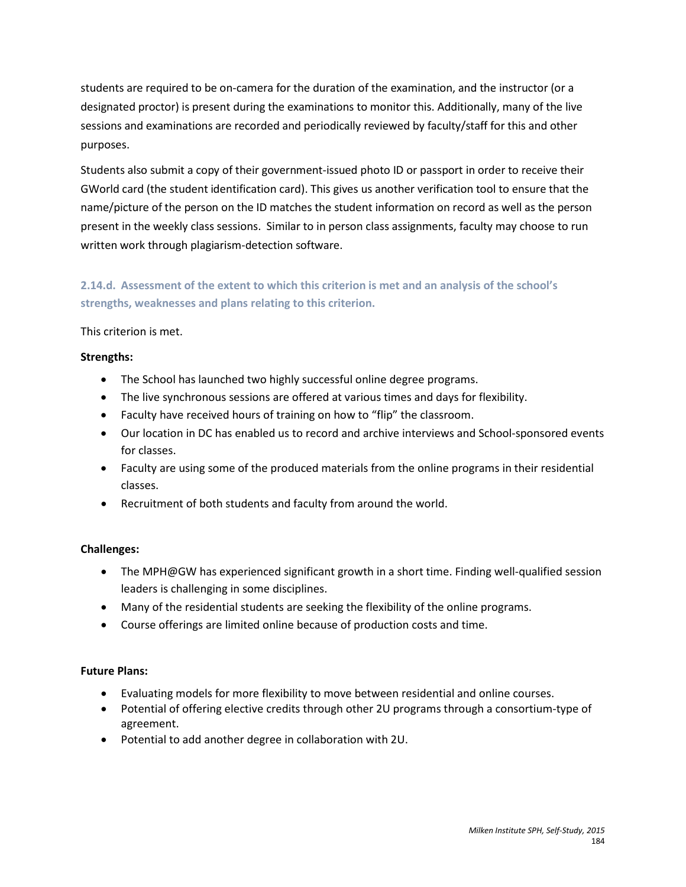students are required to be on-camera for the duration of the examination, and the instructor (or a designated proctor) is present during the examinations to monitor this. Additionally, many of the live sessions and examinations are recorded and periodically reviewed by faculty/staff for this and other purposes.

Students also submit a copy of their government-issued photo ID or passport in order to receive their GWorld card (the student identification card). This gives us another verification tool to ensure that the name/picture of the person on the ID matches the student information on record as well as the person present in the weekly class sessions. Similar to in person class assignments, faculty may choose to run written work through plagiarism-detection software.

### 2.14.d. Assessment of the extent to which this criterion is met and an analysis of the school's strengths, weaknesses and plans relating to this criterion.

This criterion is met.

**Strengths:**

- The School has launched two highly successful online degree programs.
- The live synchronous sessions are offered at various times and days for flexibility.
- Faculty have received hours of training on how to "flip" the classroom.
- Our location in DC has enabled us to record and archive interviews and School-sponsored events for classes.
- Faculty are using some of the produced materials from the online programs in their residential classes.
- Recruitment of both students and faculty from around the world.

**Challenges:**

- The MPH@GW has experienced significant growth in a short time. Finding well-qualified session leaders is challenging in some disciplines.
- Many of the residential students are seeking the flexibility of the online programs.
- Course offerings are limited online because of production costs and time.

**Future Plans:**

- Evaluating models for more flexibility to move between residential and online courses.
- Potential of offering elective credits through other 2U programs through a consortium-type of agreement.
- Potential to add another degree in collaboration with 2U.